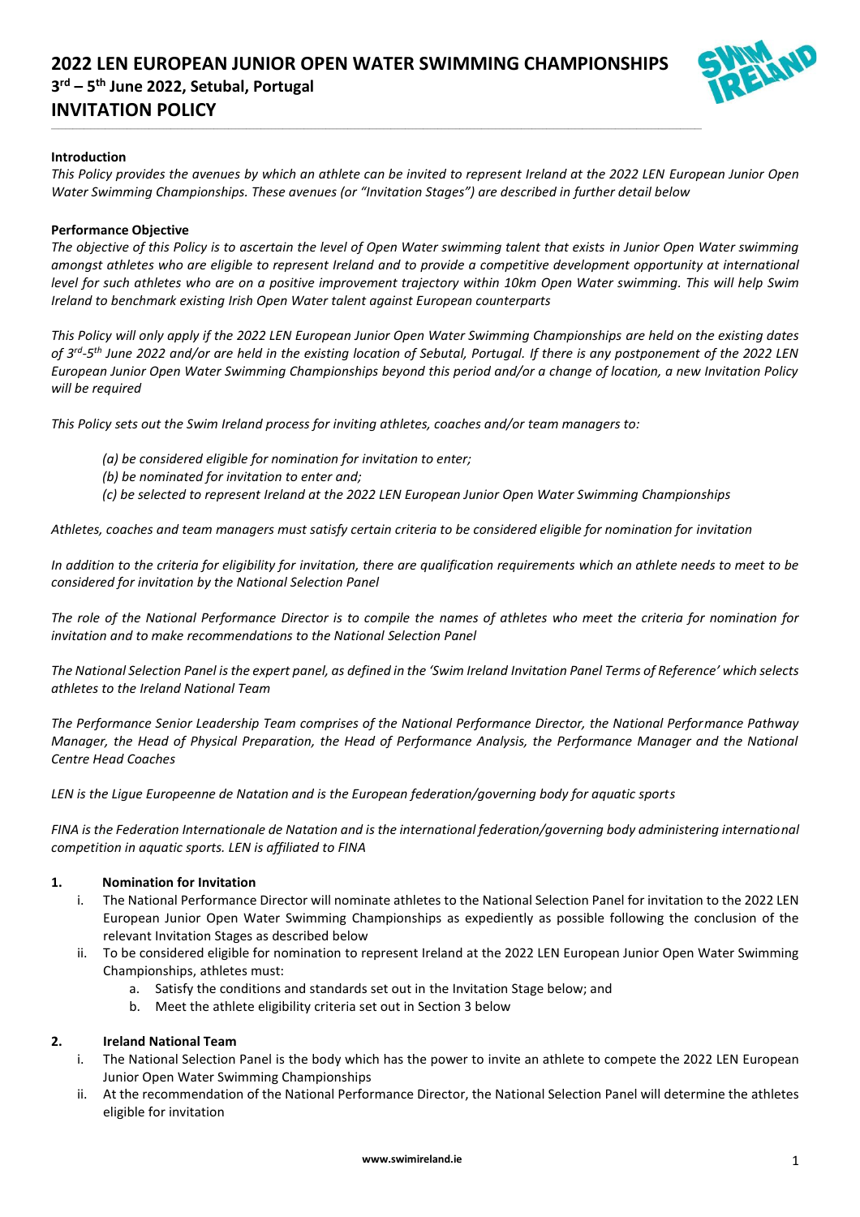# 2022 LEN EUROPEAN JUNIOR OPEN WATER SWIMMING CHAMPIONSHIPS

## 3rd – 5th June 2022, Setubal, Portugal

## INVITATION POLICY

**Introduction**

*This Policy provides the avenues by which an athlete can be invited to represent Ireland at the 2022 LEN European Junior Open Water Swimming Championships. These avenues (or "Invitation Stages") are described in further detail below*

**Performance Objective**

*The objective of this Policy is to ascertain the level of Open Water swimming talent that exists in Junior Open Water swimming amongst athletes who are eligible to represent Ireland and to provide a competitive development opportunity at international level for such athletes who are on a positive improvement trajectory within 10km Open Water swimming. This will help Swim Ireland to benchmark existing Irish Open Water talent against European counterparts*

*This Policy will only apply if the 2022 LEN European Junior Open Water Swimming Championships are held on the existing dates of 3rd-5th June 2022 and/or are held in the existing location of Sebutal, Portugal. If there is any postponement of the 2022 LEN European Junior Open Water Swimming Championships beyond this period and/or a change of location, a new Invitation Policy will be required*

*This Policy sets out the Swim Ireland process for inviting athletes, coaches and/or team managers to:*

*(a) be considered eligible for nomination for invitation to enter;*
*(b) be nominated for invitation to enter and;*
*(c) be selected to represent Ireland at the 2022 LEN European Junior Open Water Swimming Championships*

*Athletes, coaches and team managers must satisfy certain criteria to be considered eligible for nomination for invitation*

*In addition to the criteria for eligibility for invitation, there are qualification requirements which an athlete needs to meet to be considered for invitation by the National Selection Panel*

*The role of the National Performance Director is to compile the names of athletes who meet the criteria for nomination for invitation and to make recommendations to the National Selection Panel*

*The National Selection Panel is the expert panel, as defined in the 'Swim Ireland Invitation Panel Terms of Reference' which selects athletes to the Ireland National Team*

*The Performance Senior Leadership Team comprises of the National Performance Director, the National Performance Pathway Manager, the Head of Physical Preparation, the Head of Performance Analysis, the Performance Manager and the National Centre Head Coaches*

*LEN is the Ligue Europeenne de Natation and is the European federation/governing body for aquatic sports*

*FINA is the Federation Internationale de Natation and is the international federation/governing body administering international competition in aquatic sports. LEN is affiliated to FINA*

**1. Nomination for Invitation**

i. The National Performance Director will nominate athletes to the National Selection Panel for invitation to the 2022 LEN European Junior Open Water Swimming Championships as expediently as possible following the conclusion of the relevant Invitation Stages as described below

ii. To be considered eligible for nomination to represent Ireland at the 2022 LEN European Junior Open Water Swimming Championships, athletes must:
   a. Satisfy the conditions and standards set out in the Invitation Stage below; and
   b. Meet the athlete eligibility criteria set out in Section 3 below

**2. Ireland National Team**

i. The National Selection Panel is the body which has the power to invite an athlete to compete the 2022 LEN European Junior Open Water Swimming Championships

ii. At the recommendation of the National Performance Director, the National Selection Panel will determine the athletes eligible for invitation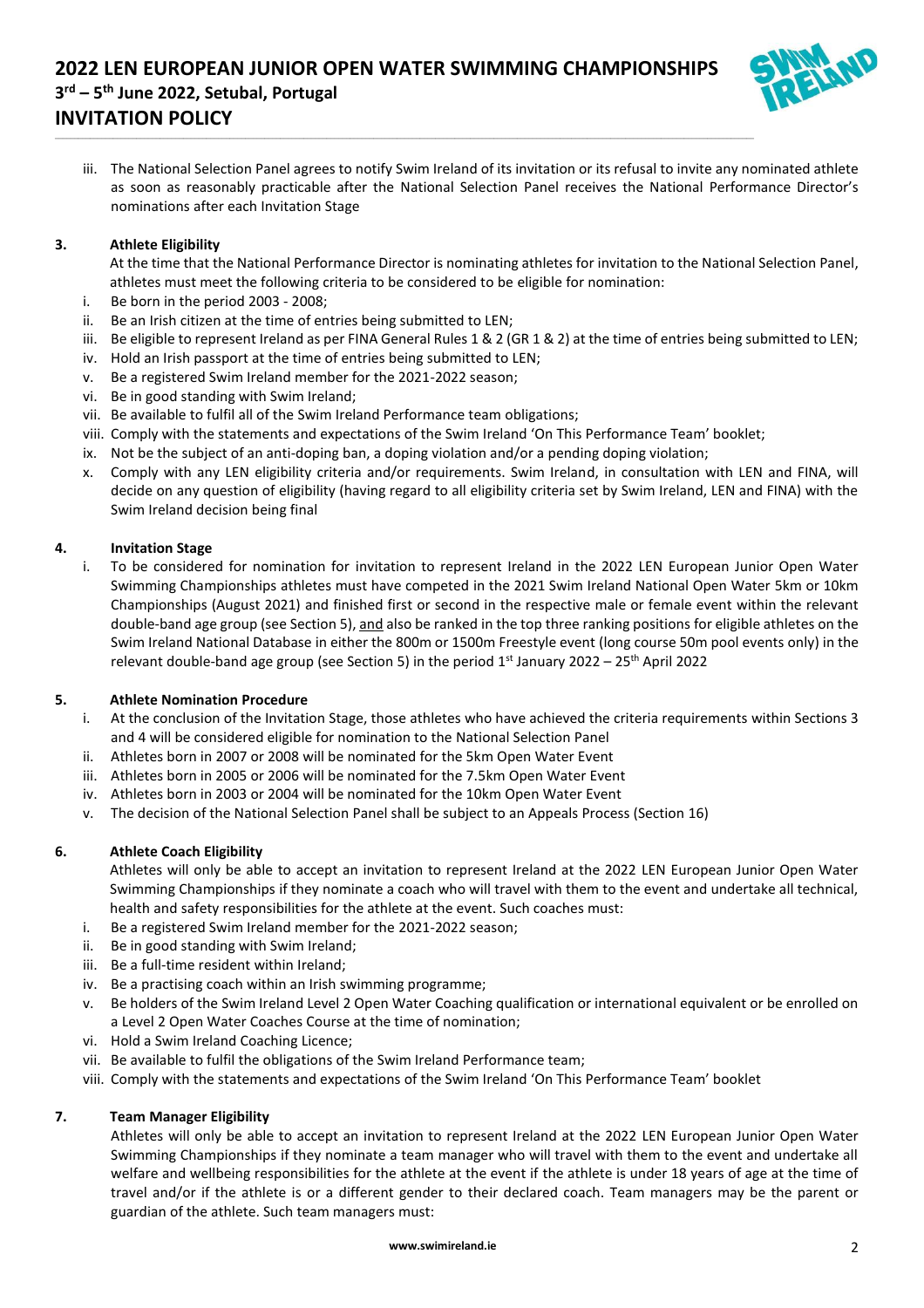iii. The National Selection Panel agrees to notify Swim Ireland of its invitation or its refusal to invite any nominated athlete as soon as reasonably practicable after the National Selection Panel receives the National Performance Director's nominations after each Invitation Stage

## 3. Athlete Eligibility

At the time that the National Performance Director is nominating athletes for invitation to the National Selection Panel, athletes must meet the following criteria to be considered to be eligible for nomination:

i. Be born in the period 2003 - 2008;
ii. Be an Irish citizen at the time of entries being submitted to LEN;
iii. Be eligible to represent Ireland as per FINA General Rules 1 & 2 (GR 1 & 2) at the time of entries being submitted to LEN;
iv. Hold an Irish passport at the time of entries being submitted to LEN;
v. Be a registered Swim Ireland member for the 2021-2022 season;
vi. Be in good standing with Swim Ireland;
vii. Be available to fulfil all of the Swim Ireland Performance team obligations;
viii. Comply with the statements and expectations of the Swim Ireland 'On This Performance Team' booklet;
ix. Not be the subject of an anti-doping ban, a doping violation and/or a pending doping violation;
x. Comply with any LEN eligibility criteria and/or requirements. Swim Ireland, in consultation with LEN and FINA, will decide on any question of eligibility (having regard to all eligibility criteria set by Swim Ireland, LEN and FINA) with the Swim Ireland decision being final

## 4. Invitation Stage

i. To be considered for nomination for invitation to represent Ireland in the 2022 LEN European Junior Open Water Swimming Championships athletes must have competed in the 2021 Swim Ireland National Open Water 5km or 10km Championships (August 2021) and finished first or second in the respective male or female event within the relevant double-band age group (see Section 5), and also be ranked in the top three ranking positions for eligible athletes on the Swim Ireland National Database in either the 800m or 1500m Freestyle event (long course 50m pool events only) in the relevant double-band age group (see Section 5) in the period 1st January 2022 – 25th April 2022

## 5. Athlete Nomination Procedure

i. At the conclusion of the Invitation Stage, those athletes who have achieved the criteria requirements within Sections 3 and 4 will be considered eligible for nomination to the National Selection Panel
ii. Athletes born in 2007 or 2008 will be nominated for the 5km Open Water Event
iii. Athletes born in 2005 or 2006 will be nominated for the 7.5km Open Water Event
iv. Athletes born in 2003 or 2004 will be nominated for the 10km Open Water Event
v. The decision of the National Selection Panel shall be subject to an Appeals Process (Section 16)

## 6. Athlete Coach Eligibility

Athletes will only be able to accept an invitation to represent Ireland at the 2022 LEN European Junior Open Water Swimming Championships if they nominate a coach who will travel with them to the event and undertake all technical, health and safety responsibilities for the athlete at the event. Such coaches must:

i. Be a registered Swim Ireland member for the 2021-2022 season;
ii. Be in good standing with Swim Ireland;
iii. Be a full-time resident within Ireland;
iv. Be a practising coach within an Irish swimming programme;
v. Be holders of the Swim Ireland Level 2 Open Water Coaching qualification or international equivalent or be enrolled on a Level 2 Open Water Coaches Course at the time of nomination;
vi. Hold a Swim Ireland Coaching Licence;
vii. Be available to fulfil the obligations of the Swim Ireland Performance team;
viii. Comply with the statements and expectations of the Swim Ireland 'On This Performance Team' booklet

## 7. Team Manager Eligibility

Athletes will only be able to accept an invitation to represent Ireland at the 2022 LEN European Junior Open Water Swimming Championships if they nominate a team manager who will travel with them to the event and undertake all welfare and wellbeing responsibilities for the athlete at the event if the athlete is under 18 years of age at the time of travel and/or if the athlete is or a different gender to their declared coach. Team managers may be the parent or guardian of the athlete. Such team managers must: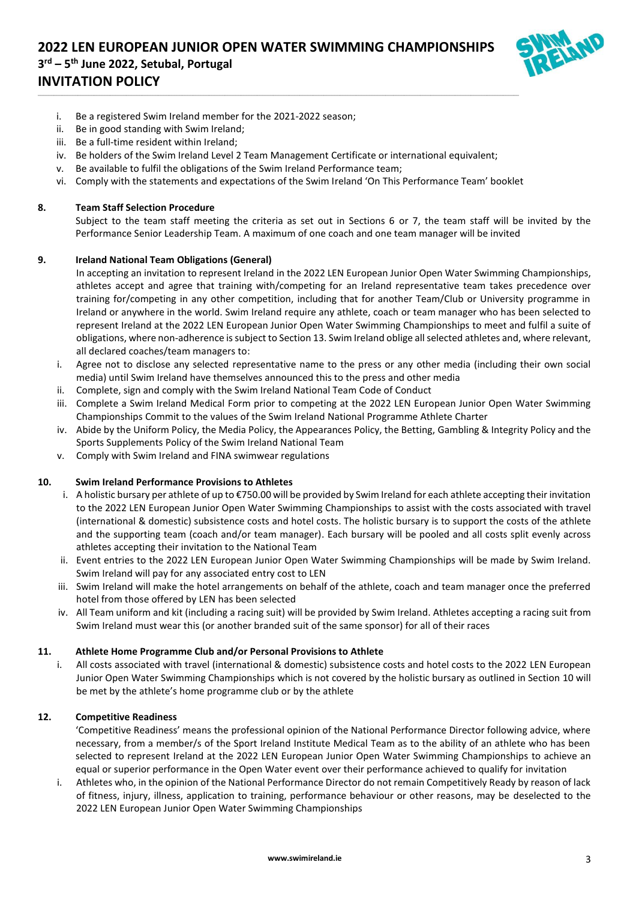i. Be a registered Swim Ireland member for the 2021-2022 season;
ii. Be in good standing with Swim Ireland;
iii. Be a full-time resident within Ireland;
iv. Be holders of the Swim Ireland Level 2 Team Management Certificate or international equivalent;
v. Be available to fulfil the obligations of the Swim Ireland Performance team;
vi. Comply with the statements and expectations of the Swim Ireland 'On This Performance Team' booklet

## 8. Team Staff Selection Procedure

Subject to the team staff meeting the criteria as set out in Sections 6 or 7, the team staff will be invited by the Performance Senior Leadership Team. A maximum of one coach and one team manager will be invited

## 9. Ireland National Team Obligations (General)

In accepting an invitation to represent Ireland in the 2022 LEN European Junior Open Water Swimming Championships, athletes accept and agree that training with/competing for an Ireland representative team takes precedence over training for/competing in any other competition, including that for another Team/Club or University programme in Ireland or anywhere in the world. Swim Ireland require any athlete, coach or team manager who has been selected to represent Ireland at the 2022 LEN European Junior Open Water Swimming Championships to meet and fulfil a suite of obligations, where non-adherence is subject to Section 13. Swim Ireland oblige all selected athletes and, where relevant, all declared coaches/team managers to:

i. Agree not to disclose any selected representative name to the press or any other media (including their own social media) until Swim Ireland have themselves announced this to the press and other media
ii. Complete, sign and comply with the Swim Ireland National Team Code of Conduct
iii. Complete a Swim Ireland Medical Form prior to competing at the 2022 LEN European Junior Open Water Swimming Championships Commit to the values of the Swim Ireland National Programme Athlete Charter
iv. Abide by the Uniform Policy, the Media Policy, the Appearances Policy, the Betting, Gambling & Integrity Policy and the Sports Supplements Policy of the Swim Ireland National Team
v. Comply with Swim Ireland and FINA swimwear regulations

## 10. Swim Ireland Performance Provisions to Athletes

i. A holistic bursary per athlete of up to €750.00 will be provided by Swim Ireland for each athlete accepting their invitation to the 2022 LEN European Junior Open Water Swimming Championships to assist with the costs associated with travel (international & domestic) subsistence costs and hotel costs. The holistic bursary is to support the costs of the athlete and the supporting team (coach and/or team manager). Each bursary will be pooled and all costs split evenly across athletes accepting their invitation to the National Team
ii. Event entries to the 2022 LEN European Junior Open Water Swimming Championships will be made by Swim Ireland. Swim Ireland will pay for any associated entry cost to LEN
iii. Swim Ireland will make the hotel arrangements on behalf of the athlete, coach and team manager once the preferred hotel from those offered by LEN has been selected
iv. All Team uniform and kit (including a racing suit) will be provided by Swim Ireland. Athletes accepting a racing suit from Swim Ireland must wear this (or another branded suit of the same sponsor) for all of their races

## 11. Athlete Home Programme Club and/or Personal Provisions to Athlete

i. All costs associated with travel (international & domestic) subsistence costs and hotel costs to the 2022 LEN European Junior Open Water Swimming Championships which is not covered by the holistic bursary as outlined in Section 10 will be met by the athlete's home programme club or by the athlete

## 12. Competitive Readiness

'Competitive Readiness' means the professional opinion of the National Performance Director following advice, where necessary, from a member/s of the Sport Ireland Institute Medical Team as to the ability of an athlete who has been selected to represent Ireland at the 2022 LEN European Junior Open Water Swimming Championships to achieve an equal or superior performance in the Open Water event over their performance achieved to qualify for invitation

i. Athletes who, in the opinion of the National Performance Director do not remain Competitively Ready by reason of lack of fitness, injury, illness, application to training, performance behaviour or other reasons, may be deselected to the 2022 LEN European Junior Open Water Swimming Championships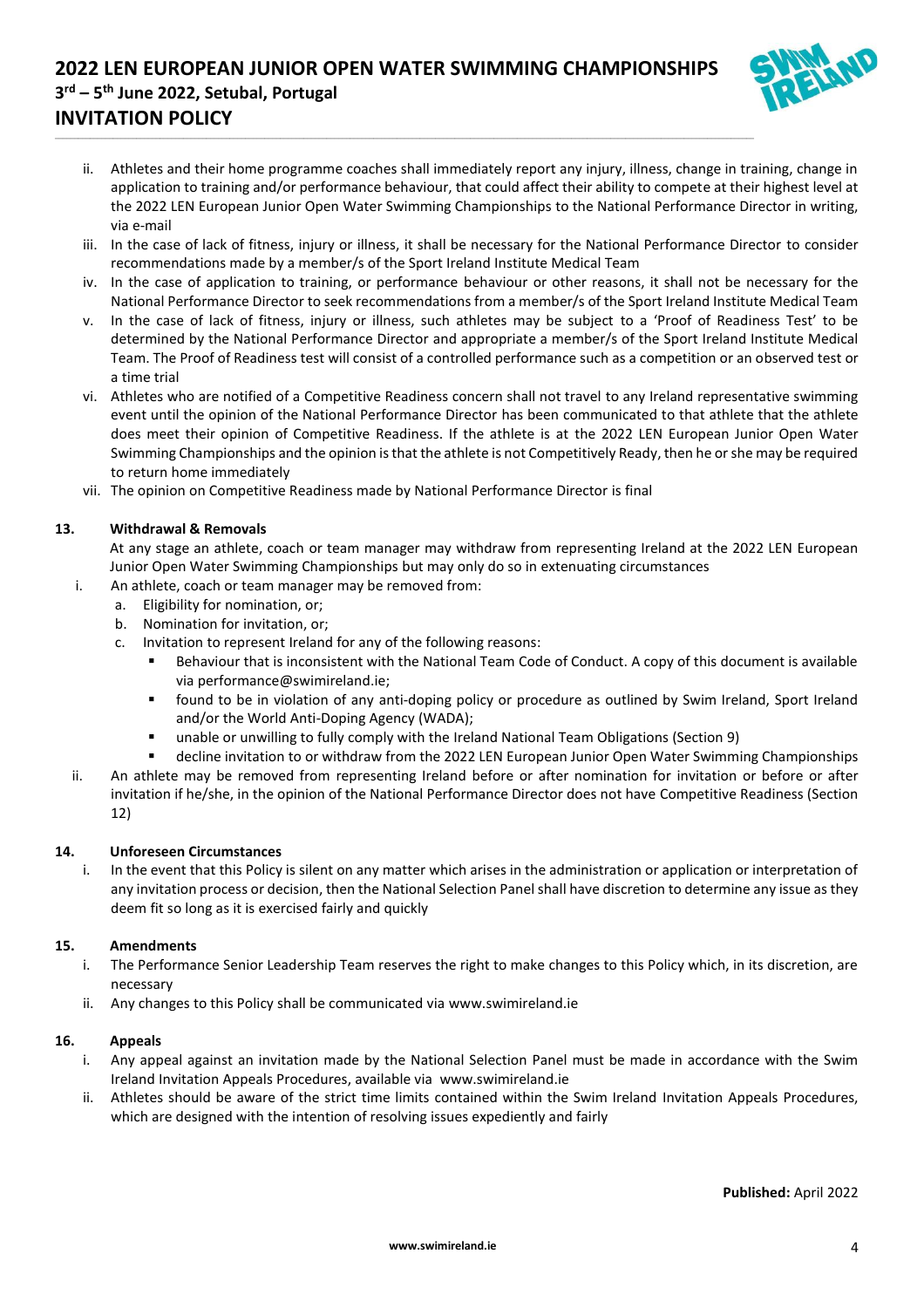ii. Athletes and their home programme coaches shall immediately report any injury, illness, change in training, change in application to training and/or performance behaviour, that could affect their ability to compete at their highest level at the 2022 LEN European Junior Open Water Swimming Championships to the National Performance Director in writing, via e-mail

iii. In the case of lack of fitness, injury or illness, it shall be necessary for the National Performance Director to consider recommendations made by a member/s of the Sport Ireland Institute Medical Team

iv. In the case of application to training, or performance behaviour or other reasons, it shall not be necessary for the National Performance Director to seek recommendations from a member/s of the Sport Ireland Institute Medical Team

v. In the case of lack of fitness, injury or illness, such athletes may be subject to a 'Proof of Readiness Test' to be determined by the National Performance Director and appropriate a member/s of the Sport Ireland Institute Medical Team. The Proof of Readiness test will consist of a controlled performance such as a competition or an observed test or a time trial

vi. Athletes who are notified of a Competitive Readiness concern shall not travel to any Ireland representative swimming event until the opinion of the National Performance Director has been communicated to that athlete that the athlete does meet their opinion of Competitive Readiness. If the athlete is at the 2022 LEN European Junior Open Water Swimming Championships and the opinion is that the athlete is not Competitively Ready, then he or she may be required to return home immediately

vii. The opinion on Competitive Readiness made by National Performance Director is final

### 13. Withdrawal & Removals

At any stage an athlete, coach or team manager may withdraw from representing Ireland at the 2022 LEN European Junior Open Water Swimming Championships but may only do so in extenuating circumstances

i. An athlete, coach or team manager may be removed from:
   a. Eligibility for nomination, or;
   b. Nomination for invitation, or;
   c. Invitation to represent Ireland for any of the following reasons:
      - Behaviour that is inconsistent with the National Team Code of Conduct. A copy of this document is available via performance@swimireland.ie;
      - found to be in violation of any anti-doping policy or procedure as outlined by Swim Ireland, Sport Ireland and/or the World Anti-Doping Agency (WADA);
      - unable or unwilling to fully comply with the Ireland National Team Obligations (Section 9)
      - decline invitation to or withdraw from the 2022 LEN European Junior Open Water Swimming Championships

ii. An athlete may be removed from representing Ireland before or after nomination for invitation or before or after invitation if he/she, in the opinion of the National Performance Director does not have Competitive Readiness (Section 12)

### 14. Unforeseen Circumstances

i. In the event that this Policy is silent on any matter which arises in the administration or application or interpretation of any invitation process or decision, then the National Selection Panel shall have discretion to determine any issue as they deem fit so long as it is exercised fairly and quickly

### 15. Amendments

i. The Performance Senior Leadership Team reserves the right to make changes to this Policy which, in its discretion, are necessary

ii. Any changes to this Policy shall be communicated via www.swimireland.ie

### 16. Appeals

i. Any appeal against an invitation made by the National Selection Panel must be made in accordance with the Swim Ireland Invitation Appeals Procedures, available via www.swimireland.ie

ii. Athletes should be aware of the strict time limits contained within the Swim Ireland Invitation Appeals Procedures, which are designed with the intention of resolving issues expediently and fairly

**Published:** April 2022